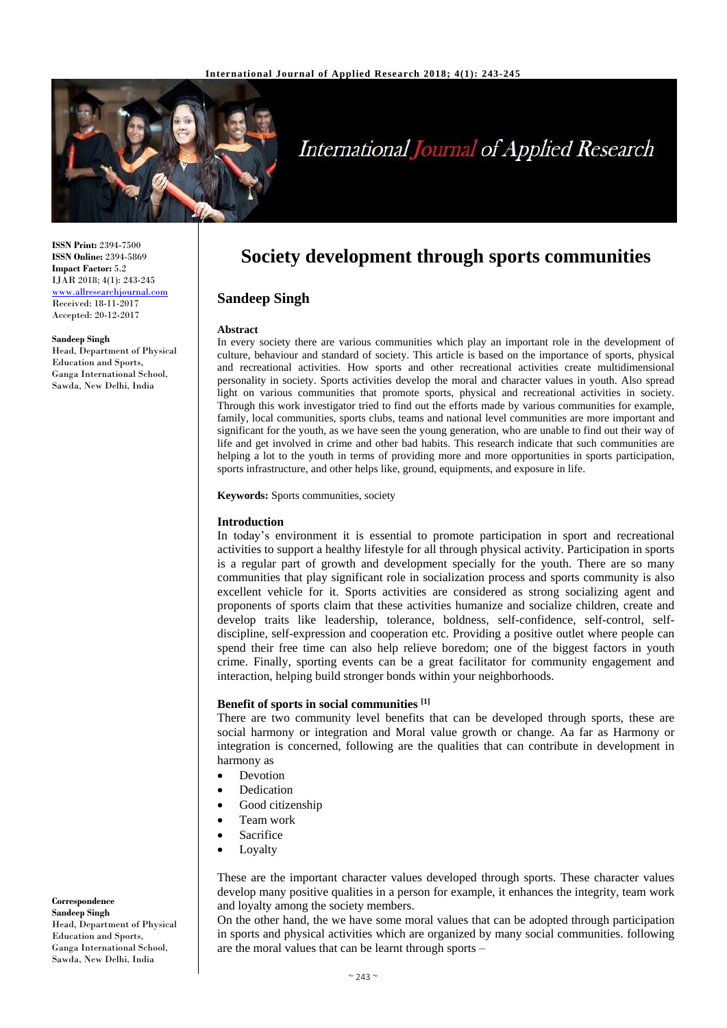ISSN Print: 2394-7500
ISSN Online: 2394-5869
Impact Factor: 5.2
IJAR 2018; 4(1): 243-245
www.allresearchjournal.com
Received: 18-11-2017
Accepted: 20-12-2017

**Sandeep Singh**
Head, Department of Physical Education and Sports, Ganga International School, Sawda, New Delhi, India

# Society development through sports communities

## Sandeep Singh

**Abstract**

In every society there are various communities which play an important role in the development of culture, behaviour and standard of society. This article is based on the importance of sports, physical and recreational activities. How sports and other recreational activities create multidimensional personality in society. Sports activities develop the moral and character values in youth. Also spread light on various communities that promote sports, physical and recreational activities in society. Through this work investigator tried to find out the efforts made by various communities for example, family, local communities, sports clubs, teams and national level communities are more important and significant for the youth, as we have seen the young generation, who are unable to find out their way of life and get involved in crime and other bad habits. This research indicate that such communities are helping a lot to the youth in terms of providing more and more opportunities in sports participation, sports infrastructure, and other helps like, ground, equipments, and exposure in life.

**Keywords:** Sports communities, society

### Introduction

In today's environment it is essential to promote participation in sport and recreational activities to support a healthy lifestyle for all through physical activity. Participation in sports is a regular part of growth and development specially for the youth. There are so many communities that play significant role in socialization process and sports community is also excellent vehicle for it. Sports activities are considered as strong socializing agent and proponents of sports claim that these activities humanize and socialize children, create and develop traits like leadership, tolerance, boldness, self-confidence, self-control, self-discipline, self-expression and cooperation etc. Providing a positive outlet where people can spend their free time can also help relieve boredom; one of the biggest factors in youth crime. Finally, sporting events can be a great facilitator for community engagement and interaction, helping build stronger bonds within your neighborhoods.

### Benefit of sports in social communities [1]

There are two community level benefits that can be developed through sports, these are social harmony or integration and Moral value growth or change. Aa far as Harmony or integration is concerned, following are the qualities that can contribute in development in harmony as

- Devotion
- Dedication
- Good citizenship
- Team work
- Sacrifice
- Loyalty

These are the important character values developed through sports. These character values develop many positive qualities in a person for example, it enhances the integrity, team work and loyalty among the society members.

On the other hand, the we have some moral values that can be adopted through participation in sports and physical activities which are organized by many social communities. following are the moral values that can be learnt through sports –

**Correspondence**
**Sandeep Singh**
Head, Department of Physical Education and Sports, Ganga International School, Sawda, New Delhi, India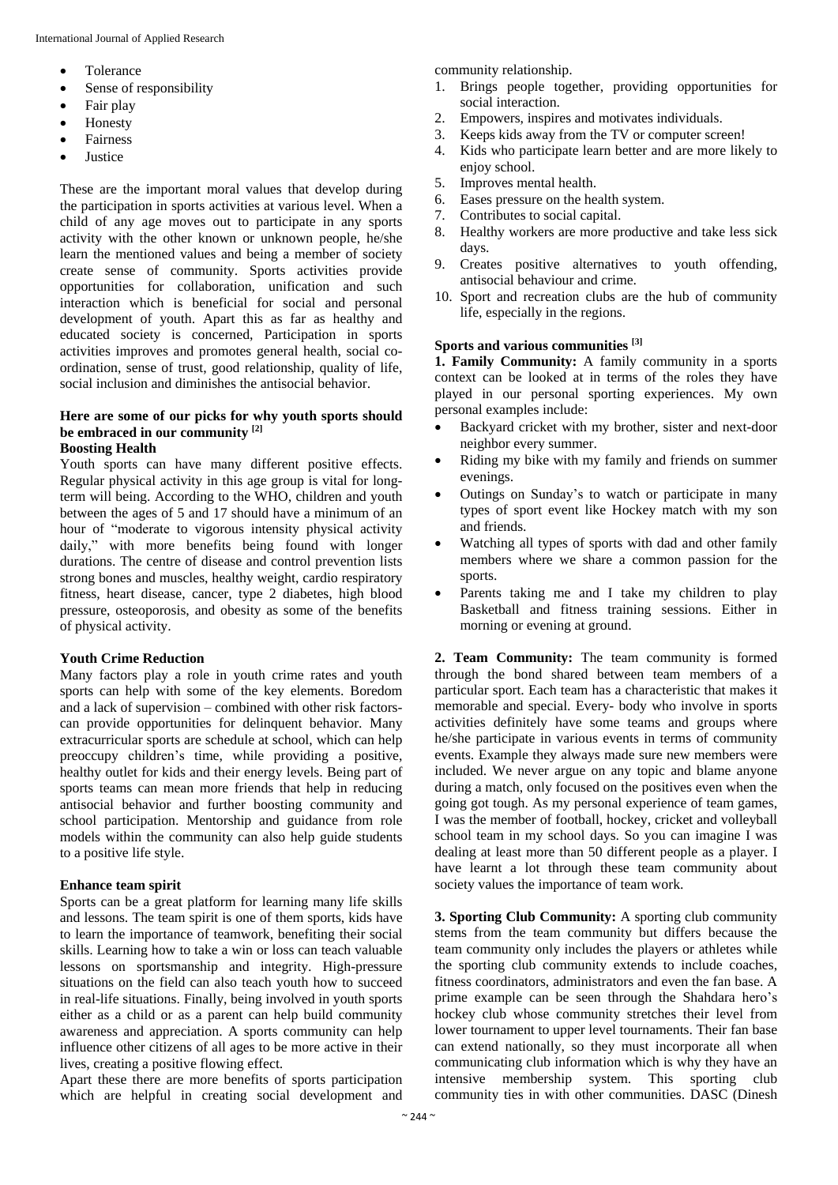- Tolerance
- Sense of responsibility
- Fair play
- Honesty
- Fairness
- Justice

These are the important moral values that develop during the participation in sports activities at various level. When a child of any age moves out to participate in any sports activity with the other known or unknown people, he/she learn the mentioned values and being a member of society create sense of community. Sports activities provide opportunities for collaboration, unification and such interaction which is beneficial for social and personal development of youth. Apart this as far as healthy and educated society is concerned, Participation in sports activities improves and promotes general health, social co-ordination, sense of trust, good relationship, quality of life, social inclusion and diminishes the antisocial behavior.

**Here are some of our picks for why youth sports should be embraced in our community [2]**

**Boosting Health**

Youth sports can have many different positive effects. Regular physical activity in this age group is vital for long-term will being. According to the WHO, children and youth between the ages of 5 and 17 should have a minimum of an hour of "moderate to vigorous intensity physical activity daily," with more benefits being found with longer durations. The centre of disease and control prevention lists strong bones and muscles, healthy weight, cardio respiratory fitness, heart disease, cancer, type 2 diabetes, high blood pressure, osteoporosis, and obesity as some of the benefits of physical activity.

**Youth Crime Reduction**

Many factors play a role in youth crime rates and youth sports can help with some of the key elements. Boredom and a lack of supervision – combined with other risk factors-can provide opportunities for delinquent behavior. Many extracurricular sports are schedule at school, which can help preoccupy children's time, while providing a positive, healthy outlet for kids and their energy levels. Being part of sports teams can mean more friends that help in reducing antisocial behavior and further boosting community and school participation. Mentorship and guidance from role models within the community can also help guide students to a positive life style.

**Enhance team spirit**

Sports can be a great platform for learning many life skills and lessons. The team spirit is one of them sports, kids have to learn the importance of teamwork, benefiting their social skills. Learning how to take a win or loss can teach valuable lessons on sportsmanship and integrity. High-pressure situations on the field can also teach youth how to succeed in real-life situations. Finally, being involved in youth sports either as a child or as a parent can help build community awareness and appreciation. A sports community can help influence other citizens of all ages to be more active in their lives, creating a positive flowing effect.

Apart these there are more benefits of sports participation which are helpful in creating social development and community relationship.

1. Brings people together, providing opportunities for social interaction.
2. Empowers, inspires and motivates individuals.
3. Keeps kids away from the TV or computer screen!
4. Kids who participate learn better and are more likely to enjoy school.
5. Improves mental health.
6. Eases pressure on the health system.
7. Contributes to social capital.
8. Healthy workers are more productive and take less sick days.
9. Creates positive alternatives to youth offending, antisocial behaviour and crime.
10. Sport and recreation clubs are the hub of community life, especially in the regions.

**Sports and various communities [3]**

**1. Family Community:** A family community in a sports context can be looked at in terms of the roles they have played in our personal sporting experiences. My own personal examples include:

- Backyard cricket with my brother, sister and next-door neighbor every summer.
- Riding my bike with my family and friends on summer evenings.
- Outings on Sunday's to watch or participate in many types of sport event like Hockey match with my son and friends.
- Watching all types of sports with dad and other family members where we share a common passion for the sports.
- Parents taking me and I take my children to play Basketball and fitness training sessions. Either in morning or evening at ground.

**2. Team Community:** The team community is formed through the bond shared between team members of a particular sport. Each team has a characteristic that makes it memorable and special. Every- body who involve in sports activities definitely have some teams and groups where he/she participate in various events in terms of community events. Example they always made sure new members were included. We never argue on any topic and blame anyone during a match, only focused on the positives even when the going got tough. As my personal experience of team games, I was the member of football, hockey, cricket and volleyball school team in my school days. So you can imagine I was dealing at least more than 50 different people as a player. I have learnt a lot through these team community about society values the importance of team work.

**3. Sporting Club Community:** A sporting club community stems from the team community but differs because the team community only includes the players or athletes while the sporting club community extends to include coaches, fitness coordinators, administrators and even the fan base. A prime example can be seen through the Shahdara hero's hockey club whose community stretches their level from lower tournament to upper level tournaments. Their fan base can extend nationally, so they must incorporate all when communicating club information which is why they have an intensive membership system. This sporting club community ties in with other communities. DASC (Dinesh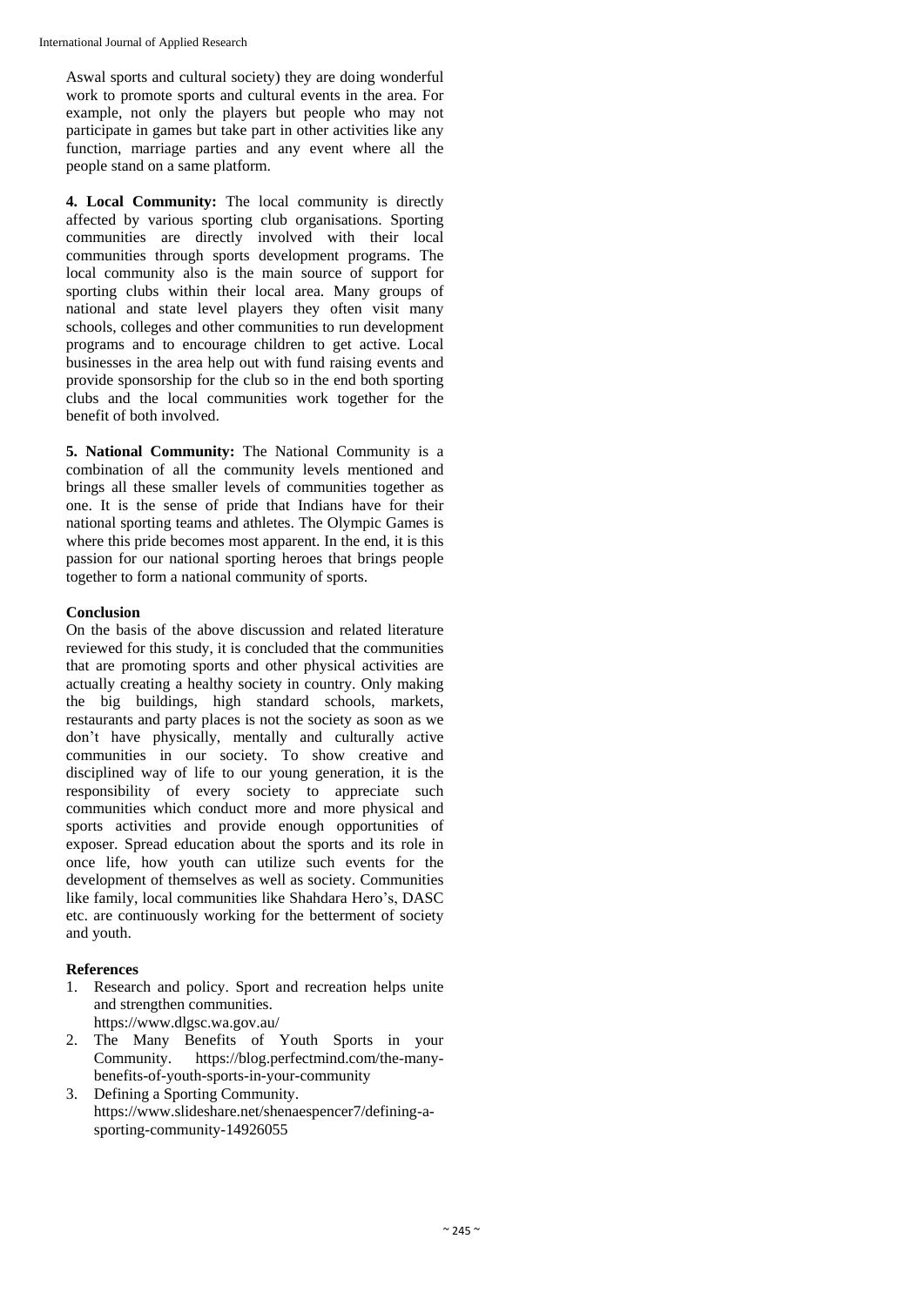Aswal sports and cultural society) they are doing wonderful work to promote sports and cultural events in the area. For example, not only the players but people who may not participate in games but take part in other activities like any function, marriage parties and any event where all the people stand on a same platform.

**4. Local Community:** The local community is directly affected by various sporting club organisations. Sporting communities are directly involved with their local communities through sports development programs. The local community also is the main source of support for sporting clubs within their local area. Many groups of national and state level players they often visit many schools, colleges and other communities to run development programs and to encourage children to get active. Local businesses in the area help out with fund raising events and provide sponsorship for the club so in the end both sporting clubs and the local communities work together for the benefit of both involved.

**5. National Community:** The National Community is a combination of all the community levels mentioned and brings all these smaller levels of communities together as one. It is the sense of pride that Indians have for their national sporting teams and athletes. The Olympic Games is where this pride becomes most apparent. In the end, it is this passion for our national sporting heroes that brings people together to form a national community of sports.

## Conclusion

On the basis of the above discussion and related literature reviewed for this study, it is concluded that the communities that are promoting sports and other physical activities are actually creating a healthy society in country. Only making the big buildings, high standard schools, markets, restaurants and party places is not the society as soon as we don't have physically, mentally and culturally active communities in our society. To show creative and disciplined way of life to our young generation, it is the responsibility of every society to appreciate such communities which conduct more and more physical and sports activities and provide enough opportunities of exposer. Spread education about the sports and its role in once life, how youth can utilize such events for the development of themselves as well as society. Communities like family, local communities like Shahdara Hero's, DASC etc. are continuously working for the betterment of society and youth.

## References

1. Research and policy. Sport and recreation helps unite and strengthen communities. https://www.dlgsc.wa.gov.au/
2. The Many Benefits of Youth Sports in your Community. https://blog.perfectmind.com/the-many-benefits-of-youth-sports-in-your-community
3. Defining a Sporting Community. https://www.slideshare.net/shenaespencer7/defining-a-sporting-community-14926055